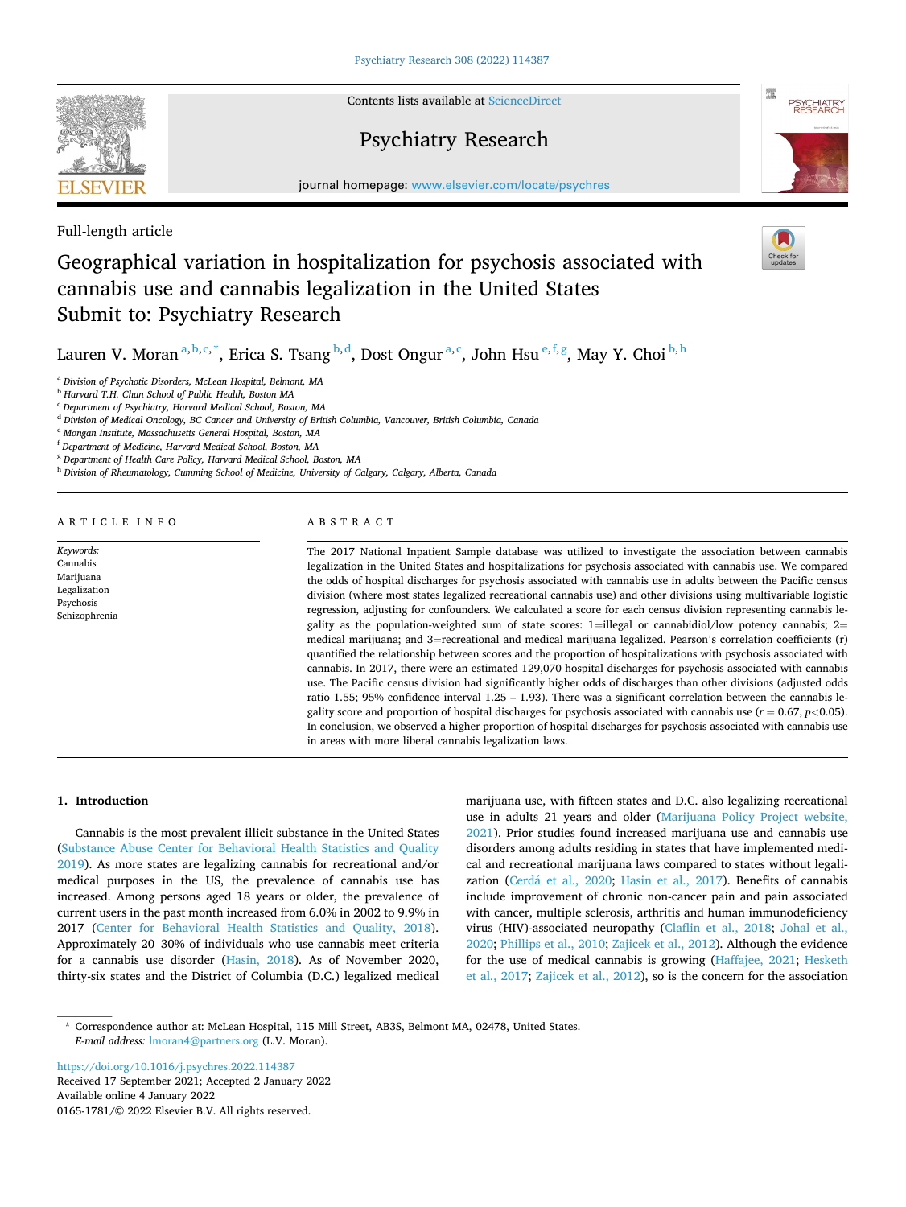Full-length article

# Geographical variation in hospitalization for psychosis associated with cannabis use and cannabis legalization in the United States Submit to: Psychiatry Research

Lauren V. Moran [a,b,c,*], Erica S. Tsang [b,d], Dost Ongur [a,c], John Hsu [e,f,g], May Y. Choi [b,h]

[a] Division of Psychotic Disorders, McLean Hospital, Belmont, MA
[b] Harvard T.H. Chan School of Public Health, Boston MA
[c] Department of Psychiatry, Harvard Medical School, Boston, MA
[d] Division of Medical Oncology, BC Cancer and University of British Columbia, Vancouver, British Columbia, Canada
[e] Mongan Institute, Massachusetts General Hospital, Boston, MA
[f] Department of Medicine, Harvard Medical School, Boston, MA
[g] Department of Health Care Policy, Harvard Medical School, Boston, MA
[h] Division of Rheumatology, Cumming School of Medicine, University of Calgary, Calgary, Alberta, Canada

## ARTICLE INFO

*Keywords:*
Cannabis
Marijuana
Legalization
Psychosis
Schizophrenia

## ABSTRACT

The 2017 National Inpatient Sample database was utilized to investigate the association between cannabis legalization in the United States and hospitalizations for psychosis associated with cannabis use. We compared the odds of hospital discharges for psychosis associated with cannabis use in adults between the Pacific census division (where most states legalized recreational cannabis use) and other divisions using multivariable logistic regression, adjusting for confounders. We calculated a score for each census division representing cannabis legality as the population-weighted sum of state scores: 1=illegal or cannabidiol/low potency cannabis; 2= medical marijuana; and 3=recreational and medical marijuana legalized. Pearson's correlation coefficients (r) quantified the relationship between scores and the proportion of hospitalizations with psychosis associated with cannabis. In 2017, there were an estimated 129,070 hospital discharges for psychosis associated with cannabis use. The Pacific census division had significantly higher odds of discharges than other divisions (adjusted odds ratio 1.55; 95% confidence interval 1.25 – 1.93). There was a significant correlation between the cannabis legality score and proportion of hospital discharges for psychosis associated with cannabis use ($r = 0.67$, $p<0.05$). In conclusion, we observed a higher proportion of hospital discharges for psychosis associated with cannabis use in areas with more liberal cannabis legalization laws.

## 1. Introduction

Cannabis is the most prevalent illicit substance in the United States (Substance Abuse Center for Behavioral Health Statistics and Quality 2019). As more states are legalizing cannabis for recreational and/or medical purposes in the US, the prevalence of cannabis use has increased. Among persons aged 18 years or older, the prevalence of current users in the past month increased from 6.0% in 2002 to 9.9% in 2017 (Center for Behavioral Health Statistics and Quality, 2018). Approximately 20–30% of individuals who use cannabis meet criteria for a cannabis use disorder (Hasin, 2018). As of November 2020, thirty-six states and the District of Columbia (D.C.) legalized medical marijuana use, with fifteen states and D.C. also legalizing recreational use in adults 21 years and older (Marijuana Policy Project website, 2021). Prior studies found increased marijuana use and cannabis use disorders among adults residing in states that have implemented medical and recreational marijuana laws compared to states without legalization (Cerdá et al., 2020; Hasin et al., 2017). Benefits of cannabis include improvement of chronic non-cancer pain and pain associated with cancer, multiple sclerosis, arthritis and human immunodeficiency virus (HIV)-associated neuropathy (Claflin et al., 2018; Johal et al., 2020; Phillips et al., 2010; Zajicek et al., 2012). Although the evidence for the use of medical cannabis is growing (Haffajee, 2021; Hesketh et al., 2017; Zajicek et al., 2012), so is the concern for the association

* Correspondence author at: McLean Hospital, 115 Mill Street, AB3S, Belmont MA, 02478, United States.
*E-mail address:* lmoran4@partners.org (L.V. Moran).

https://doi.org/10.1016/j.psychres.2022.114387
Received 17 September 2021; Accepted 2 January 2022
Available online 4 January 2022
0165-1781/© 2022 Elsevier B.V. All rights reserved.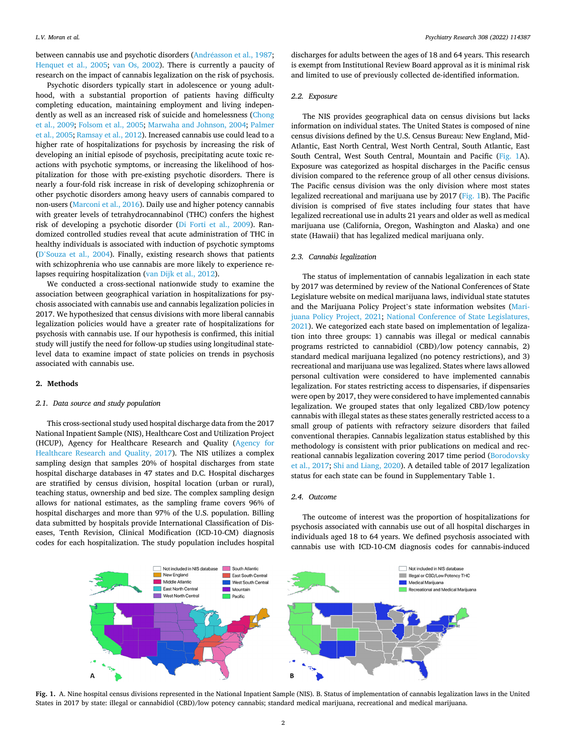between cannabis use and psychotic disorders (Andréasson et al., 1987; Henquet et al., 2005; van Os, 2002). There is currently a paucity of research on the impact of cannabis legalization on the risk of psychosis.

Psychotic disorders typically start in adolescence or young adulthood, with a substantial proportion of patients having difficulty completing education, maintaining employment and living independently as well as an increased risk of suicide and homelessness (Chong et al., 2009; Folsom et al., 2005; Marwaha and Johnson, 2004; Palmer et al., 2005; Ramsay et al., 2012). Increased cannabis use could lead to a higher rate of hospitalizations for psychosis by increasing the risk of developing an initial episode of psychosis, precipitating acute toxic reactions with psychotic symptoms, or increasing the likelihood of hospitalization for those with pre-existing psychotic disorders. There is nearly a four-fold risk increase in risk of developing schizophrenia or other psychotic disorders among heavy users of cannabis compared to non-users (Marconi et al., 2016). Daily use and higher potency cannabis with greater levels of tetrahydrocannabinol (THC) confers the highest risk of developing a psychotic disorder (Di Forti et al., 2009). Randomized controlled studies reveal that acute administration of THC in healthy individuals is associated with induction of psychotic symptoms (D'Souza et al., 2004). Finally, existing research shows that patients with schizophrenia who use cannabis are more likely to experience relapses requiring hospitalization (van Dijk et al., 2012).

We conducted a cross-sectional nationwide study to examine the association between geographical variation in hospitalizations for psychosis associated with cannabis use and cannabis legalization policies in 2017. We hypothesized that census divisions with more liberal cannabis legalization policies would have a greater rate of hospitalizations for psychosis with cannabis use. If our hypothesis is confirmed, this initial study will justify the need for follow-up studies using longitudinal state-level data to examine impact of state policies on trends in psychosis associated with cannabis use.

## 2. Methods

### 2.1. Data source and study population

This cross-sectional study used hospital discharge data from the 2017 National Inpatient Sample (NIS), Healthcare Cost and Utilization Project (HCUP), Agency for Healthcare Research and Quality (Agency for Healthcare Research and Quality, 2017). The NIS utilizes a complex sampling design that samples 20% of hospital discharges from state hospital discharge databases in 47 states and D.C. Hospital discharges are stratified by census division, hospital location (urban or rural), teaching status, ownership and bed size. The complex sampling design allows for national estimates, as the sampling frame covers 96% of hospital discharges and more than 97% of the U.S. population. Billing data submitted by hospitals provide International Classification of Diseases, Tenth Revision, Clinical Modification (ICD-10-CM) diagnosis codes for each hospitalization. The study population includes hospital discharges for adults between the ages of 18 and 64 years. This research is exempt from Institutional Review Board approval as it is minimal risk and limited to use of previously collected de-identified information.

### 2.2. Exposure

The NIS provides geographical data on census divisions but lacks information on individual states. The United States is composed of nine census divisions defined by the U.S. Census Bureau: New England, Mid-Atlantic, East North Central, West North Central, South Atlantic, East South Central, West South Central, Mountain and Pacific (Fig. 1A). Exposure was categorized as hospital discharges in the Pacific census division compared to the reference group of all other census divisions. The Pacific census division was the only division where most states legalized recreational and marijuana use by 2017 (Fig. 1B). The Pacific division is comprised of five states including four states that have legalized recreational use in adults 21 years and older as well as medical marijuana use (California, Oregon, Washington and Alaska) and one state (Hawaii) that has legalized medical marijuana only.

### 2.3. Cannabis legalization

The status of implementation of cannabis legalization in each state by 2017 was determined by review of the National Conferences of State Legislature website on medical marijuana laws, individual state statutes and the Marijuana Policy Project's state information websites (Marijuana Policy Project, 2021; National Conference of State Legislatures, 2021). We categorized each state based on implementation of legalization into three groups: 1) cannabis was illegal or medical cannabis programs restricted to cannabidiol (CBD)/low potency cannabis, 2) standard medical marijuana legalized (no potency restrictions), and 3) recreational and marijuana use was legalized. States where laws allowed personal cultivation were considered to have implemented cannabis legalization. For states restricting access to dispensaries, if dispensaries were open by 2017, they were considered to have implemented cannabis legalization. We grouped states that only legalized CBD/low potency cannabis with illegal states as these states generally restricted access to a small group of patients with refractory seizure disorders that failed conventional therapies. Cannabis legalization status established by this methodology is consistent with prior publications on medical and recreational cannabis legalization covering 2017 time period (Borodovsky et al., 2017; Shi and Liang, 2020). A detailed table of 2017 legalization status for each state can be found in Supplementary Table 1.

### 2.4. Outcome

The outcome of interest was the proportion of hospitalizations for psychosis associated with cannabis use out of all hospital discharges in individuals aged 18 to 64 years. We defined psychosis associated with cannabis use with ICD-10-CM diagnosis codes for cannabis-induced

**Fig. 1.** A. Nine hospital census divisions represented in the National Inpatient Sample (NIS). B. Status of implementation of cannabis legalization laws in the United States in 2017 by state: illegal or cannabidiol (CBD)/low potency cannabis; standard medical marijuana, recreational and medical marijuana.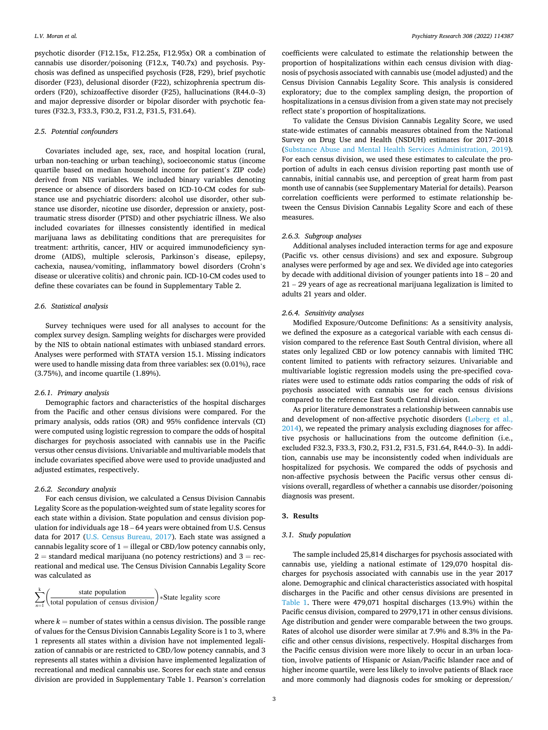psychotic disorder (F12.15x, F12.25x, F12.95x) OR a combination of cannabis use disorder/poisoning (F12.x, T40.7x) and psychosis. Psychosis was defined as unspecified psychosis (F28, F29), brief psychotic disorder (F23), delusional disorder (F22), schizophrenia spectrum disorders (F20), schizoaffective disorder (F25), hallucinations (R44.0–3) and major depressive disorder or bipolar disorder with psychotic features (F32.3, F33.3, F30.2, F31.2, F31.5, F31.64).

### 2.5. Potential confounders

Covariates included age, sex, race, and hospital location (rural, urban non-teaching or urban teaching), socioeconomic status (income quartile based on median household income for patient's ZIP code) derived from NIS variables. We included binary variables denoting presence or absence of disorders based on ICD-10-CM codes for substance use and psychiatric disorders: alcohol use disorder, other substance use disorder, nicotine use disorder, depression or anxiety, post-traumatic stress disorder (PTSD) and other psychiatric illness. We also included covariates for illnesses consistently identified in medical marijuana laws as debilitating conditions that are prerequisites for treatment: arthritis, cancer, HIV or acquired immunodeficiency syndrome (AIDS), multiple sclerosis, Parkinson's disease, epilepsy, cachexia, nausea/vomiting, inflammatory bowel disorders (Crohn's disease or ulcerative colitis) and chronic pain. ICD-10-CM codes used to define these covariates can be found in Supplementary Table 2.

### 2.6. Statistical analysis

Survey techniques were used for all analyses to account for the complex survey design. Sampling weights for discharges were provided by the NIS to obtain national estimates with unbiased standard errors. Analyses were performed with STATA version 15.1. Missing indicators were used to handle missing data from three variables: sex (0.01%), race (3.75%), and income quartile (1.89%).

#### 2.6.1. Primary analysis

Demographic factors and characteristics of the hospital discharges from the Pacific and other census divisions were compared. For the primary analysis, odds ratios (OR) and 95% confidence intervals (CI) were computed using logistic regression to compare the odds of hospital discharges for psychosis associated with cannabis use in the Pacific versus other census divisions. Univariable and multivariable models that include covariates specified above were used to provide unadjusted and adjusted estimates, respectively.

#### 2.6.2. Secondary analysis

For each census division, we calculated a Census Division Cannabis Legality Score as the population-weighted sum of state legality scores for each state within a division. State population and census division population for individuals age 18 – 64 years were obtained from U.S. Census data for 2017 (U.S. Census Bureau, 2017). Each state was assigned a cannabis legality score of 1 = illegal or CBD/low potency cannabis only, 2 = standard medical marijuana (no potency restrictions) and 3 = recreational and medical use. The Census Division Cannabis Legality Score was calculated as

$$\sum_{n=1}^{k}\left(\frac{\text{state population}}{\text{total population of census division}}\right)*\text{State legality score}$$

where $k$ = number of states within a census division. The possible range of values for the Census Division Cannabis Legality Score is 1 to 3, where 1 represents all states within a division have not implemented legalization of cannabis or are restricted to CBD/low potency cannabis, and 3 represents all states within a division have implemented legalization of recreational and medical cannabis use. Scores for each state and census division are provided in Supplementary Table 1. Pearson's correlation coefficients were calculated to estimate the relationship between the proportion of hospitalizations within each census division with diagnosis of psychosis associated with cannabis use (model adjusted) and the Census Division Cannabis Legality Score. This analysis is considered exploratory; due to the complex sampling design, the proportion of hospitalizations in a census division from a given state may not precisely reflect state's proportion of hospitalizations.

To validate the Census Division Cannabis Legality Score, we used state-wide estimates of cannabis measures obtained from the National Survey on Drug Use and Health (NSDUH) estimates for 2017–2018 (Substance Abuse and Mental Health Services Administration, 2019). For each census division, we used these estimates to calculate the proportion of adults in each census division reporting past month use of cannabis, initial cannabis use, and perception of great harm from past month use of cannabis (see Supplementary Material for details). Pearson correlation coefficients were performed to estimate relationship between the Census Division Cannabis Legality Score and each of these measures.

#### 2.6.3. Subgroup analyses

Additional analyses included interaction terms for age and exposure (Pacific vs. other census divisions) and sex and exposure. Subgroup analyses were performed by age and sex. We divided age into categories by decade with additional division of younger patients into 18 – 20 and 21 – 29 years of age as recreational marijuana legalization is limited to adults 21 years and older.

#### 2.6.4. Sensitivity analyses

Modified Exposure/Outcome Definitions: As a sensitivity analysis, we defined the exposure as a categorical variable with each census division compared to the reference East South Central division, where all states only legalized CBD or low potency cannabis with limited THC content limited to patients with refractory seizures. Univariable and multivariable logistic regression models using the pre-specified covariates were used to estimate odds ratios comparing the odds of risk of psychosis associated with cannabis use for each census divisions compared to the reference East South Central division.

As prior literature demonstrates a relationship between cannabis use and development of non-affective psychotic disorders (Løberg et al., 2014), we repeated the primary analysis excluding diagnoses for affective psychosis or hallucinations from the outcome definition (i.e., excluded F32.3, F33.3, F30.2, F31.2, F31.5, F31.64, R44.0–3). In addition, cannabis use may be inconsistently coded when individuals are hospitalized for psychosis. We compared the odds of psychosis and non-affective psychosis between the Pacific versus other census divisions overall, regardless of whether a cannabis use disorder/poisoning diagnosis was present.

## 3. Results

### 3.1. Study population

The sample included 25,814 discharges for psychosis associated with cannabis use, yielding a national estimate of 129,070 hospital discharges for psychosis associated with cannabis use in the year 2017 alone. Demographic and clinical characteristics associated with hospital discharges in the Pacific and other census divisions are presented in Table 1. There were 479,071 hospital discharges (13.9%) within the Pacific census division, compared to 2979,171 in other census divisions. Age distribution and gender were comparable between the two groups. Rates of alcohol use disorder were similar at 7.9% and 8.3% in the Pacific and other census divisions, respectively. Hospital discharges from the Pacific census division were more likely to occur in an urban location, involve patients of Hispanic or Asian/Pacific Islander race and of higher income quartile, were less likely to involve patients of Black race and more commonly had diagnosis codes for smoking or depression/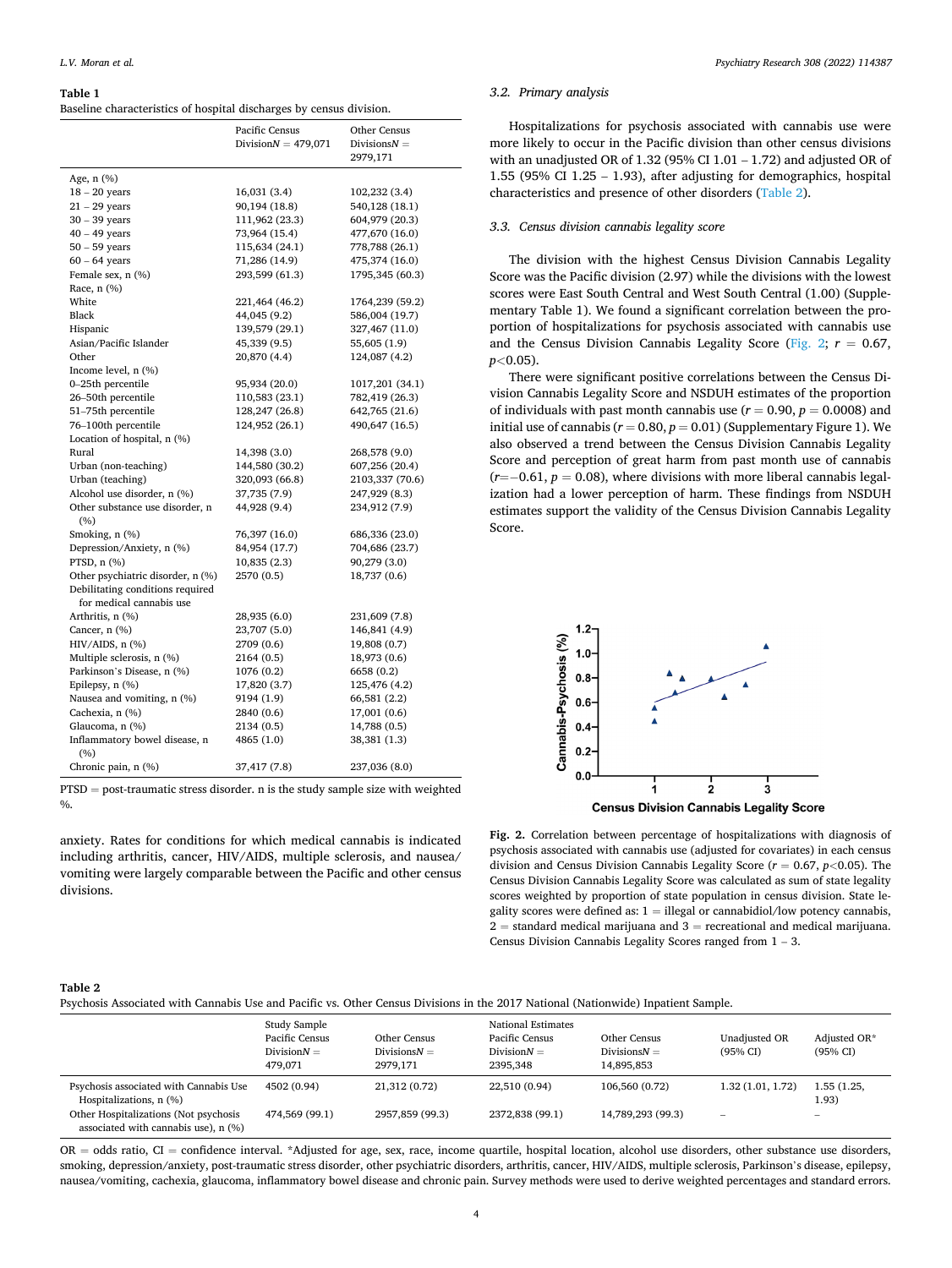**Table 1**

Baseline characteristics of hospital discharges by census division.

| | Pacific Census Division $N$ = 479,071 | Other Census Divisions $N$ = 2979,171 |
|---|---|---|
| Age, n (%) | | |
| 18 – 20 years | 16,031 (3.4) | 102,232 (3.4) |
| 21 – 29 years | 90,194 (18.8) | 540,128 (18.1) |
| 30 – 39 years | 111,962 (23.3) | 604,979 (20.3) |
| 40 – 49 years | 73,964 (15.4) | 477,670 (16.0) |
| 50 – 59 years | 115,634 (24.1) | 778,788 (26.1) |
| 60 – 64 years | 71,286 (14.9) | 475,374 (16.0) |
| Female sex, n (%) | 293,599 (61.3) | 1795,345 (60.3) |
| Race, n (%) | | |
| White | 221,464 (46.2) | 1764,239 (59.2) |
| Black | 44,045 (9.2) | 586,004 (19.7) |
| Hispanic | 139,579 (29.1) | 327,467 (11.0) |
| Asian/Pacific Islander | 45,339 (9.5) | 55,605 (1.9) |
| Other | 20,870 (4.4) | 124,087 (4.2) |
| Income level, n (%) | | |
| 0–25th percentile | 95,934 (20.0) | 1017,201 (34.1) |
| 26–50th percentile | 110,583 (23.1) | 782,419 (26.3) |
| 51–75th percentile | 128,247 (26.8) | 642,765 (21.6) |
| 76–100th percentile | 124,952 (26.1) | 490,647 (16.5) |
| Location of hospital, n (%) | | |
| Rural | 14,398 (3.0) | 268,578 (9.0) |
| Urban (non-teaching) | 144,580 (30.2) | 607,256 (20.4) |
| Urban (teaching) | 320,093 (66.8) | 2103,337 (70.6) |
| Alcohol use disorder, n (%) | 37,735 (7.9) | 247,929 (8.3) |
| Other substance use disorder, n (%) | 44,928 (9.4) | 234,912 (7.9) |
| Smoking, n (%) | 76,397 (16.0) | 686,336 (23.0) |
| Depression/Anxiety, n (%) | 84,954 (17.7) | 704,686 (23.7) |
| PTSD, n (%) | 10,835 (2.3) | 90,279 (3.0) |
| Other psychiatric disorder, n (%) | 2570 (0.5) | 18,737 (0.6) |
| Debilitating conditions required for medical cannabis use | | |
| Arthritis, n (%) | 28,935 (6.0) | 231,609 (7.8) |
| Cancer, n (%) | 23,707 (5.0) | 146,841 (4.9) |
| HIV/AIDS, n (%) | 2709 (0.6) | 19,808 (0.7) |
| Multiple sclerosis, n (%) | 2164 (0.5) | 18,973 (0.6) |
| Parkinson's Disease, n (%) | 1076 (0.2) | 6658 (0.2) |
| Epilepsy, n (%) | 17,820 (3.7) | 125,476 (4.2) |
| Nausea and vomiting, n (%) | 9194 (1.9) | 66,581 (2.2) |
| Cachexia, n (%) | 2840 (0.6) | 17,001 (0.6) |
| Glaucoma, n (%) | 2134 (0.5) | 14,788 (0.5) |
| Inflammatory bowel disease, n (%) | 4865 (1.0) | 38,381 (1.3) |
| Chronic pain, n (%) | 37,417 (7.8) | 237,036 (8.0) |

PTSD = post-traumatic stress disorder. n is the study sample size with weighted %.

anxiety. Rates for conditions for which medical cannabis is indicated including arthritis, cancer, HIV/AIDS, multiple sclerosis, and nausea/vomiting were largely comparable between the Pacific and other census divisions.

### 3.2. Primary analysis

Hospitalizations for psychosis associated with cannabis use were more likely to occur in the Pacific division than other census divisions with an unadjusted OR of 1.32 (95% CI 1.01 – 1.72) and adjusted OR of 1.55 (95% CI 1.25 – 1.93), after adjusting for demographics, hospital characteristics and presence of other disorders (Table 2).

### 3.3. Census division cannabis legality score

The division with the highest Census Division Cannabis Legality Score was the Pacific division (2.97) while the divisions with the lowest scores were East South Central and West South Central (1.00) (Supplementary Table 1). We found a significant correlation between the proportion of hospitalizations for psychosis associated with cannabis use and the Census Division Cannabis Legality Score (Fig. 2; $r = 0.67$, $p<0.05$).

There were significant positive correlations between the Census Division Cannabis Legality Score and NSDUH estimates of the proportion of individuals with past month cannabis use ($r = 0.90$, $p = 0.0008$) and initial use of cannabis ($r = 0.80$, $p = 0.01$) (Supplementary Figure 1). We also observed a trend between the Census Division Cannabis Legality Score and perception of great harm from past month use of cannabis ($r = -0.61$, $p = 0.08$), where divisions with more liberal cannabis legalization had a lower perception of harm. These findings from NSDUH estimates support the validity of the Census Division Cannabis Legality Score.

**Fig. 2.** Correlation between percentage of hospitalizations with diagnosis of psychosis associated with cannabis use (adjusted for covariates) in each census division and Census Division Cannabis Legality Score ($r = 0.67$, $p<0.05$). The Census Division Cannabis Legality Score was calculated as sum of state legality scores weighted by proportion of state population in census division. State legality scores were defined as: 1 = illegal or cannabidiol/low potency cannabis, 2 = standard medical marijuana and 3 = recreational and medical marijuana. Census Division Cannabis Legality Scores ranged from 1 – 3.

**Table 2**

Psychosis Associated with Cannabis Use and Pacific vs. Other Census Divisions in the 2017 National (Nationwide) Inpatient Sample.

| | Study Sample | | National Estimates | | | |
|---|---|---|---|---|---|---|
| | Pacific Census Division $N$ = 479,071 | Other Census Divisions $N$ = 2979,171 | Pacific Census Division $N$ = 2395,348 | Other Census Divisions $N$ = 14,895,853 | Unadjusted OR (95% CI) | Adjusted OR* (95% CI) |
| Psychosis associated with Cannabis Use Hospitalizations, n (%) | 4502 (0.94) | 21,312 (0.72) | 22,510 (0.94) | 106,560 (0.72) | 1.32 (1.01, 1.72) | 1.55 (1.25, 1.93) |
| Other Hospitalizations (Not psychosis associated with cannabis use), n (%) | 474,569 (99.1) | 2957,859 (99.3) | 2372,838 (99.1) | 14,789,293 (99.3) | – | – |

OR = odds ratio, CI = confidence interval. *Adjusted for age, sex, race, income quartile, hospital location, alcohol use disorders, other substance use disorders, smoking, depression/anxiety, post-traumatic stress disorder, other psychiatric disorders, arthritis, cancer, HIV/AIDS, multiple sclerosis, Parkinson's disease, epilepsy, nausea/vomiting, cachexia, glaucoma, inflammatory bowel disease and chronic pain. Survey methods were used to derive weighted percentages and standard errors.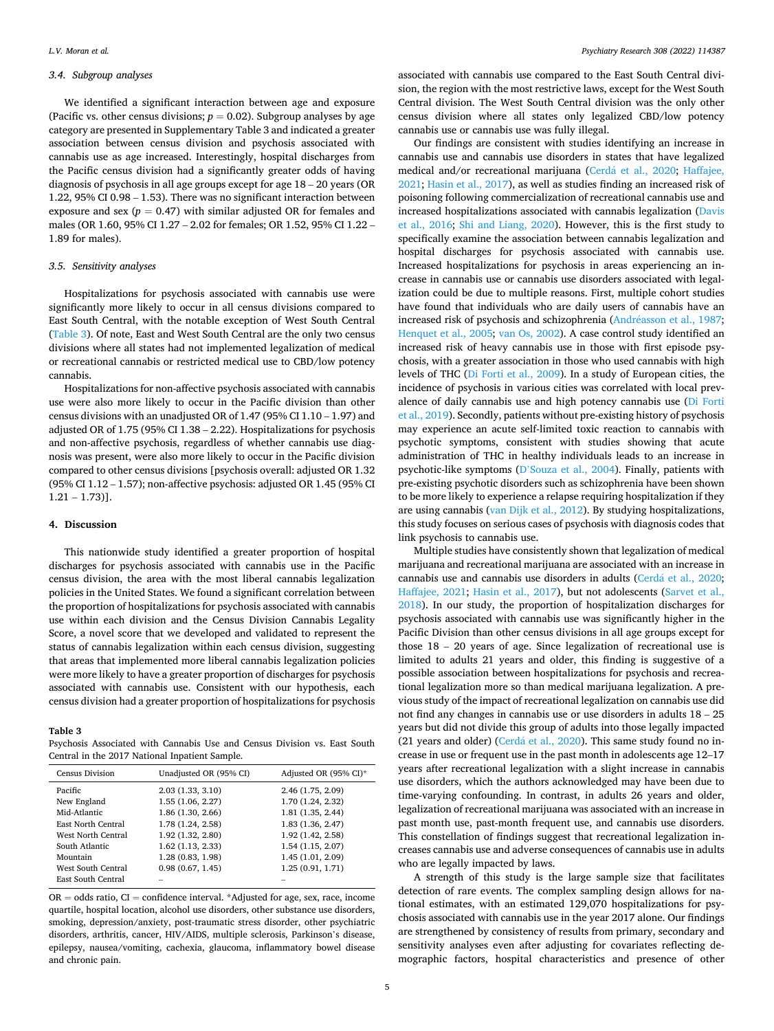### 3.4. Subgroup analyses

We identified a significant interaction between age and exposure (Pacific vs. other census divisions; $p = 0.02$). Subgroup analyses by age category are presented in Supplementary Table 3 and indicated a greater association between census division and psychosis associated with cannabis use as age increased. Interestingly, hospital discharges from the Pacific census division had a significantly greater odds of having diagnosis of psychosis in all age groups except for age 18 – 20 years (OR 1.22, 95% CI 0.98 – 1.53). There was no significant interaction between exposure and sex ($p = 0.47$) with similar adjusted OR for females and males (OR 1.60, 95% CI 1.27 – 2.02 for females; OR 1.52, 95% CI 1.22 – 1.89 for males).

### 3.5. Sensitivity analyses

Hospitalizations for psychosis associated with cannabis use were significantly more likely to occur in all census divisions compared to East South Central, with the notable exception of West South Central (Table 3). Of note, East and West South Central are the only two census divisions where all states had not implemented legalization of medical or recreational cannabis or restricted medical use to CBD/low potency cannabis.

Hospitalizations for non-affective psychosis associated with cannabis use were also more likely to occur in the Pacific division than other census divisions with an unadjusted OR of 1.47 (95% CI 1.10 – 1.97) and adjusted OR of 1.75 (95% CI 1.38 – 2.22). Hospitalizations for psychosis and non-affective psychosis, regardless of whether cannabis use diagnosis was present, were also more likely to occur in the Pacific division compared to other census divisions [psychosis overall: adjusted OR 1.32 (95% CI 1.12 – 1.57); non-affective psychosis: adjusted OR 1.45 (95% CI 1.21 – 1.73)].

## 4. Discussion

This nationwide study identified a greater proportion of hospital discharges for psychosis associated with cannabis use in the Pacific census division, the area with the most liberal cannabis legalization policies in the United States. We found a significant correlation between the proportion of hospitalizations for psychosis associated with cannabis use within each division and the Census Division Cannabis Legality Score, a novel score that we developed and validated to represent the status of cannabis legalization within each census division, suggesting that areas that implemented more liberal cannabis legalization policies were more likely to have a greater proportion of discharges for psychosis associated with cannabis use. Consistent with our hypothesis, each census division had a greater proportion of hospitalizations for psychosis associated with cannabis use compared to the East South Central division, the region with the most restrictive laws, except for the West South Central division. The West South Central division was the only other census division where all states only legalized CBD/low potency cannabis use or cannabis use was fully illegal.

**Table 3**
Psychosis Associated with Cannabis Use and Census Division vs. East South Central in the 2017 National Inpatient Sample.

| Census Division | Unadjusted OR (95% CI) | Adjusted OR (95% CI)* |
|---|---|---|
| Pacific | 2.03 (1.33, 3.10) | 2.46 (1.75, 2.09) |
| New England | 1.55 (1.06, 2.27) | 1.70 (1.24, 2.32) |
| Mid-Atlantic | 1.86 (1.30, 2.66) | 1.81 (1.35, 2.44) |
| East North Central | 1.78 (1.24, 2.58) | 1.83 (1.36, 2.47) |
| West North Central | 1.92 (1.32, 2.80) | 1.92 (1.42, 2.58) |
| South Atlantic | 1.62 (1.13, 2.33) | 1.54 (1.15, 2.07) |
| Mountain | 1.28 (0.83, 1.98) | 1.45 (1.01, 2.09) |
| West South Central | 0.98 (0.67, 1.45) | 1.25 (0.91, 1.71) |
| East South Central | – | – |

OR = odds ratio, CI = confidence interval. *Adjusted for age, sex, race, income quartile, hospital location, alcohol use disorders, other substance use disorders, smoking, depression/anxiety, post-traumatic stress disorder, other psychiatric disorders, arthritis, cancer, HIV/AIDS, multiple sclerosis, Parkinson's disease, epilepsy, nausea/vomiting, cachexia, glaucoma, inflammatory bowel disease and chronic pain.

Our findings are consistent with studies identifying an increase in cannabis use and cannabis use disorders in states that have legalized medical and/or recreational marijuana (Cerdá et al., 2020; Haffajee, 2021; Hasin et al., 2017), as well as studies finding an increased risk of poisoning following commercialization of recreational cannabis use and increased hospitalizations associated with cannabis legalization (Davis et al., 2016; Shi and Liang, 2020). However, this is the first study to specifically examine the association between cannabis legalization and hospital discharges for psychosis associated with cannabis use. Increased hospitalizations for psychosis in areas experiencing an increase in cannabis use or cannabis use disorders associated with legalization could be due to multiple reasons. First, multiple cohort studies have found that individuals who are daily users of cannabis have an increased risk of psychosis and schizophrenia (Andréasson et al., 1987; Henquet et al., 2005; van Os, 2002). A case control study identified an increased risk of heavy cannabis use in those with first episode psychosis, with a greater association in those who used cannabis with high levels of THC (Di Forti et al., 2009). In a study of European cities, the incidence of psychosis in various cities was correlated with local prevalence of daily cannabis use and high potency cannabis use (Di Forti et al., 2019). Secondly, patients without pre-existing history of psychosis may experience an acute self-limited toxic reaction to cannabis with psychotic symptoms, consistent with studies showing that acute administration of THC in healthy individuals leads to an increase in psychotic-like symptoms (D'Souza et al., 2004). Finally, patients with pre-existing psychotic disorders such as schizophrenia have been shown to be more likely to experience a relapse requiring hospitalization if they are using cannabis (van Dijk et al., 2012). By studying hospitalizations, this study focuses on serious cases of psychosis with diagnosis codes that link psychosis to cannabis use.

Multiple studies have consistently shown that legalization of medical marijuana and recreational marijuana are associated with an increase in cannabis use and cannabis use disorders in adults (Cerdá et al., 2020; Haffajee, 2021; Hasin et al., 2017), but not adolescents (Sarvet et al., 2018). In our study, the proportion of hospitalization discharges for psychosis associated with cannabis use was significantly higher in the Pacific Division than other census divisions in all age groups except for those 18 – 20 years of age. Since legalization of recreational use is limited to adults 21 years and older, this finding is suggestive of a possible association between hospitalizations for psychosis and recreational legalization more so than medical marijuana legalization. A previous study of the impact of recreational legalization on cannabis use did not find any changes in cannabis use or use disorders in adults 18 – 25 years but did not divide this group of adults into those legally impacted (21 years and older) (Cerdá et al., 2020). This same study found no increase in use or frequent use in the past month in adolescents age 12–17 years after recreational legalization with a slight increase in cannabis use disorders, which the authors acknowledged may have been due to time-varying confounding. In contrast, in adults 26 years and older, legalization of recreational marijuana was associated with an increase in past month use, past-month frequent use, and cannabis use disorders. This constellation of findings suggest that recreational legalization increases cannabis use and adverse consequences of cannabis use in adults who are legally impacted by laws.

A strength of this study is the large sample size that facilitates detection of rare events. The complex sampling design allows for national estimates, with an estimated 129,070 hospitalizations for psychosis associated with cannabis use in the year 2017 alone. Our findings are strengthened by consistency of results from primary, secondary and sensitivity analyses even after adjusting for covariates reflecting demographic factors, hospital characteristics and presence of other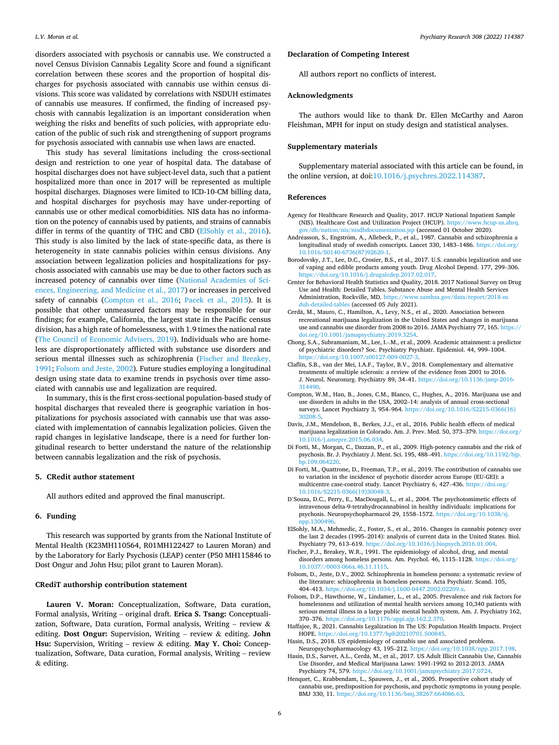disorders associated with psychosis or cannabis use. We constructed a novel Census Division Cannabis Legality Score and found a significant correlation between these scores and the proportion of hospital discharges for psychosis associated with cannabis use within census divisions. This score was validated by correlations with NSDUH estimates of cannabis use measures. If confirmed, the finding of increased psychosis with cannabis legalization is an important consideration when weighing the risks and benefits of such policies, with appropriate education of the public of such risk and strengthening of support programs for psychosis associated with cannabis use when laws are enacted.

This study has several limitations including the cross-sectional design and restriction to one year of hospital data. The database of hospital discharges does not have subject-level data, such that a patient hospitalized more than once in 2017 will be represented as multiple hospital discharges. Diagnoses were limited to ICD-10-CM billing data, and hospital discharges for psychosis may have under-reporting of cannabis use or other medical comorbidities. NIS data has no information on the potency of cannabis used by patients, and strains of cannabis differ in terms of the quantity of THC and CBD (ElSohly et al., 2016). This study is also limited by the lack of state-specific data, as there is heterogeneity in state cannabis policies within census divisions. Any association between legalization policies and hospitalizations for psychosis associated with cannabis use may be due to other factors such as increased potency of cannabis over time (National Academies of Sciences, Engineering, and Medicine et al., 2017) or increases in perceived safety of cannabis (Compton et al., 2016; Pacek et al., 2015). It is possible that other unmeasured factors may be responsible for our findings; for example, California, the largest state in the Pacific census division, has a high rate of homelessness, with 1.9 times the national rate (The Council of Economic Advisers, 2019). Individuals who are homeless are disproportionately afflicted with substance use disorders and serious mental illnesses such as schizophrenia (Fischer and Breakey, 1991; Folsom and Jeste, 2002). Future studies employing a longitudinal design using state data to examine trends in psychosis over time associated with cannabis use and legalization are required.

In summary, this is the first cross-sectional population-based study of hospital discharges that revealed there is geographic variation in hospitalizations for psychosis associated with cannabis use that was associated with implementation of cannabis legalization policies. Given the rapid changes in legislative landscape, there is a need for further longitudinal research to better understand the nature of the relationship between cannabis legalization and the risk of psychosis.

## 5. CRedit author statement

All authors edited and approved the final manuscript.

## 6. Funding

This research was supported by grants from the National Institute of Mental Health (K23MH110564, R01MH122427 to Lauren Moran) and by the Laboratory for Early Psychosis (LEAP) center (P50 MH115846 to Dost Ongur and John Hsu; pilot grant to Lauren Moran).

## CRediT authorship contribution statement

**Lauren V. Moran:** Conceptualization, Software, Data curation, Formal analysis, Writing – original draft. **Erica S. Tsang:** Conceptualization, Software, Data curation, Formal analysis, Writing – review & editing. **Dost Ongur:** Supervision, Writing – review & editing. **John Hsu:** Supervision, Writing – review & editing. **May Y. Choi:** Conceptualization, Software, Data curation, Formal analysis, Writing – review & editing.

## Declaration of Competing Interest

All authors report no conflicts of interest.

## Acknowledgments

The authors would like to thank Dr. Ellen McCarthy and Aaron Fleishman, MPH for input on study design and statistical analyses.

## Supplementary materials

Supplementary material associated with this article can be found, in the online version, at doi:10.1016/j.psychres.2022.114387.

## References

Agency for Healthcare Research and Quality, 2017. HCUP National Inpatient Sample (NIS). Healthcare Cost and Utilization Project (HCUP). https://www.hcup-us.ahrq.gov/db/nation/nis/nisdbdocumentation.jsp (accessed 01 October 2020).

Andréasson, S., Engström, A., Allebeck, P., et al., 1987. Cannabis and schizophrenia a longitudinal study of swedish conscripts. Lancet 330, 1483–1486. https://doi.org/10.1016/S0140-6736(87)92620-1.

Borodovsky, J.T., Lee, D.C., Crosier, B.S., et al., 2017. U.S. cannabis legalization and use of vaping and edible products among youth. Drug Alcohol Depend. 177, 299–306. https://doi.org/10.1016/j.drugalcdep.2017.02.017.

Center for Behavioral Health Statistics and Quality, 2018. 2017 National Survey on Drug Use and Health: Detailed Tables. Substance Abuse and Mental Health Services Administration, Rockville, MD. https://www.samhsa.gov/data/report/2018-nsduh-detailed-tables (accessed 05 July 2021).

Cerdá, M., Mauro, C., Hamilton, A., Levy, N.S., et al., 2020. Association between recreational marijuana legalization in the United States and changes in marijuana use and cannabis use disorder from 2008 to 2016. JAMA Psychiatry 77, 165. https://doi.org/10.1001/jamapsychiatry.2019.3254.

Chong, S.A., Subramaniam, M., Lee, I.-M., et al., 2009. Academic attainment: a predictor of psychiatric disorders? Soc. Psychiatry Psychiatr. Epidemiol. 44, 999–1004. https://doi.org/10.1007/s00127-009-0027-3.

Claflin, S.B., van der Mei, I.A.F., Taylor, B.V., 2018. Complementary and alternative treatments of multiple sclerosis: a review of the evidence from 2001 to 2016. J. Neurol. Neurosurg. Psychiatry 89, 34–41. https://doi.org/10.1136/jnnp-2016-314490.

Compton, W.M., Han, B., Jones, C.M., Blanco, C., Hughes, A., 2016. Marijuana use and use disorders in adults in the USA, 2002–14: analysis of annual cross-sectional surveys. Lancet Psychiatry 3, 954–964. https://doi.org/10.1016/S2215-0366(16)30208-5.

Davis, J.M., Mendelson, B., Berkes, J.J., et al., 2016. Public health effects of medical marijuana legalization in Colorado. Am. J. Prev. Med. 50, 373–379. https://doi.org/10.1016/j.amepre.2015.06.034.

Di Forti, M., Morgan, C., Dazzan, P., et al., 2009. High-potency cannabis and the risk of psychosis. Br. J. Psychiatry J. Ment. Sci. 195, 488–491. https://doi.org/10.1192/bjp.bp.109.064220.

Di Forti, M., Quattrone, D., Freeman, T.P., et al., 2019. The contribution of cannabis use to variation in the incidence of psychotic disorder across Europe (EU-GEI): a multicentre case-control study. Lancet Psychiatry 6, 427–436. https://doi.org/10.1016/S2215-0366(19)30048-3.

D'Souza, D.C., Perry, E., MacDougall, L., et al., 2004. The psychotomimetic effects of intravenous delta-9-tetrahydrocannabinol in healthy individuals: implications for psychosis. Neuropsychopharmacol 29, 1558–1572. https://doi.org/10.1038/sj.npp.1300496.

ElSohly, M.A., Mehmedic, Z., Foster, S., et al., 2016. Changes in cannabis potency over the last 2 decades (1995–2014): analysis of current data in the United States. Biol. Psychiatry 79, 613–619. https://doi.org/10.1016/j.biopsych.2016.01.004.

Fischer, P.J., Breakey, W.R., 1991. The epidemiology of alcohol, drug, and mental disorders among homeless persons. Am. Psychol. 46, 1115–1128. https://doi.org/10.1037//0003-066x.46.11.1115.

Folsom, D., Jeste, D.V., 2002. Schizophrenia in homeless persons: a systematic review of the literature: schizophrenia in homeless persons. Acta Psychiatr. Scand. 105, 404–413. https://doi.org/10.1034/j.1600-0447.2002.02209.x.

Folsom, D.P., Hawthorne, W., Lindamer, L., et al., 2005. Prevalence and risk factors for homelessness and utilization of mental health services among 10,340 patients with serious mental illness in a large public mental health system. Am. J. Psychiatry 162, 370–376. https://doi.org/10.1176/appi.ajp.162.2.370.

Haffajee, R., 2021. Cannabis Legalization In The US: Population Health Impacts. Project HOPE. https://doi.org/10.1377/hpb20210701.500845.

Hasin, D.S., 2018. US epidemiology of cannabis use and associated problems. Neuropsychopharmacology 43, 195–212. https://doi.org/10.1038/npp.2017.198.

Hasin, D.S., Sarvet, A.L., Cerdá, M., et al., 2017. US Adult Illicit Cannabis Use, Cannabis Use Disorder, and Medical Marijuana Laws: 1991-1992 to 2012-2013. JAMA Psychiatry 74, 579. https://doi.org/10.1001/jamapsychiatry.2017.0724.

Henquet, C., Krabbendam, L., Spauwen, J., et al., 2005. Prospective cohort study of cannabis use, predisposition for psychosis, and psychotic symptoms in young people. BMJ 330, 11. https://doi.org/10.1136/bmj.38267.664086.63.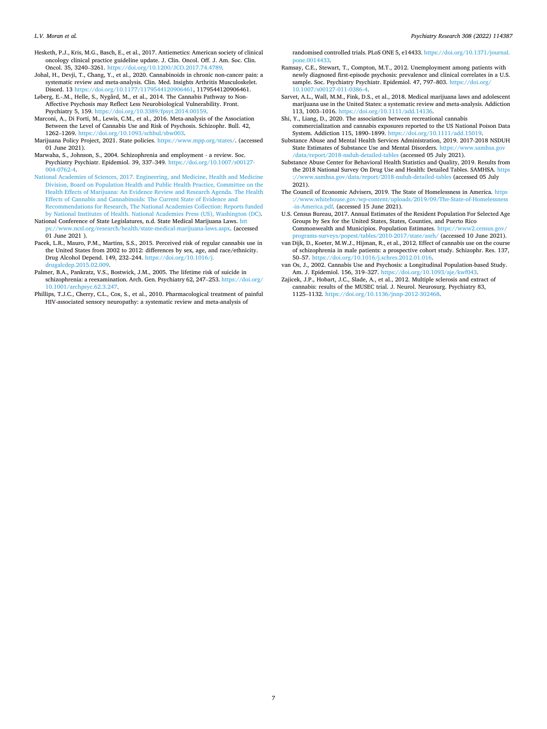Hesketh, P.J., Kris, M.G., Basch, E., et al., 2017. Antiemetics: American society of clinical oncology clinical practice guideline update. J. Clin. Oncol. Off. J. Am. Soc. Clin. Oncol. 35, 3240–3261. https://doi.org/10.1200/JCO.2017.74.4789.

Johal, H., Devji, T., Chang, Y., et al., 2020. Cannabinoids in chronic non-cancer pain: a systematic review and meta-analysis. Clin. Med. Insights Arthritis Musculoskelet. Disord. 13 https://doi.org/10.1177/1179544120906461, 1179544120906461.

Løberg, E.-.M., Helle, S., Nygård, M., et al., 2014. The Cannabis Pathway to Non-Affective Psychosis may Reflect Less Neurobiological Vulnerability. Front. Psychiatry 5, 159. https://doi.org/10.3389/fpsyt.2014.00159.

Marconi, A., Di Forti, M., Lewis, C.M., et al., 2016. Meta-analysis of the Association Between the Level of Cannabis Use and Risk of Psychosis. Schizophr. Bull. 42, 1262–1269. https://doi.org/10.1093/schbul/sbw003.

Marijuana Policy Project, 2021. State policies. https://www.mpp.org/states/. (accessed 01 June 2021).

Marwaha, S., Johnson, S., 2004. Schizophrenia and employment - a review. Soc. Psychiatry Psychiatr. Epidemiol. 39, 337–349. https://doi.org/10.1007/s00127-004-0762-4.

National Academies of Sciences, 2017. Engineering, and Medicine, Health and Medicine Division, Board on Population Health and Public Health Practice, Committee on the Health Effects of Marijuana: An Evidence Review and Research Agenda. The Health Effects of Cannabis and Cannabinoids: The Current State of Evidence and Recommendations for Research, The National Academies Collection: Reports funded by National Institutes of Health. National Academies Press (US), Washington (DC).

National Conference of State Legislatures, n.d. State Medical Marijuana Laws. https://www.ncsl.org/research/health/state-medical-marijuana-laws.aspx. (accessed 01 June 2021 ).

Pacek, L.R., Mauro, P.M., Martins, S.S., 2015. Perceived risk of regular cannabis use in the United States from 2002 to 2012: differences by sex, age, and race/ethnicity. Drug Alcohol Depend. 149, 232–244. https://doi.org/10.1016/j.drugalcdep.2015.02.009.

Palmer, B.A., Pankratz, V.S., Bostwick, J.M., 2005. The lifetime risk of suicide in schizophrenia: a reexamination. Arch. Gen. Psychiatry 62, 247–253. https://doi.org/10.1001/archpsyc.62.3.247.

Phillips, T.J.C., Cherry, C.L., Cox, S., et al., 2010. Pharmacological treatment of painful HIV-associated sensory neuropathy: a systematic review and meta-analysis of randomised controlled trials. PLoS ONE 5, e14433. https://doi.org/10.1371/journal.pone.0014433.

Ramsay, C.E., Stewart, T., Compton, M.T., 2012. Unemployment among patients with newly diagnosed first-episode psychosis: prevalence and clinical correlates in a U.S. sample. Soc. Psychiatry Psychiatr. Epidemiol. 47, 797–803. https://doi.org/10.1007/s00127-011-0386-4.

Sarvet, A.L., Wall, M.M., Fink, D.S., et al., 2018. Medical marijuana laws and adolescent marijuana use in the United States: a systematic review and meta-analysis. Addiction 113, 1003–1016. https://doi.org/10.1111/add.14136.

Shi, Y., Liang, D., 2020. The association between recreational cannabis commercialization and cannabis exposures reported to the US National Poison Data System. Addiction 115, 1890–1899. https://doi.org/10.1111/add.15019.

Substance Abuse and Mental Health Services Administration, 2019. 2017-2018 NSDUH State Estimates of Substance Use and Mental Disorders. https://www.samhsa.gov/data/report/2018-nsduh-detailed-tables (accessed 05 July 2021).

Substance Abuse Center for Behavioral Health Statistics and Quality, 2019. Results from the 2018 National Survey On Drug Use and Health: Detailed Tables. SAMHSA. https://www.samhsa.gov/data/report/2018-nsduh-detailed-tables (accessed 05 July 2021).

The Council of Economic Advisers, 2019. The State of Homelessness in America. https://www.whitehouse.gov/wp-content/uploads/2019/09/The-State-of-Homelessness-in-America.pdf. (accessed 15 June 2021).

U.S. Census Bureau, 2017. Annual Estimates of the Resident Population For Selected Age Groups by Sex for the United States, States, Counties, and Puerto Rico Commonwealth and Municipios. Population Estimates. https://www2.census.gov/programs-surveys/popest/tables/2010-2017/state/asrh/ (accessed 10 June 2021).

van Dijk, D., Koeter, M.W.J., Hijman, R., et al., 2012. Effect of cannabis use on the course of schizophrenia in male patients: a prospective cohort study. Schizophr. Res. 137, 50–57. https://doi.org/10.1016/j.schres.2012.01.016.

van Os, J., 2002. Cannabis Use and Psychosis: a Longitudinal Population-based Study. Am. J. Epidemiol. 156, 319–327. https://doi.org/10.1093/aje/kwf043.

Zajicek, J.P., Hobart, J.C., Slade, A., et al., 2012. Multiple sclerosis and extract of cannabis: results of the MUSEC trial. J. Neurol. Neurosurg. Psychiatry 83, 1125–1132. https://doi.org/10.1136/jnnp-2012-302468.